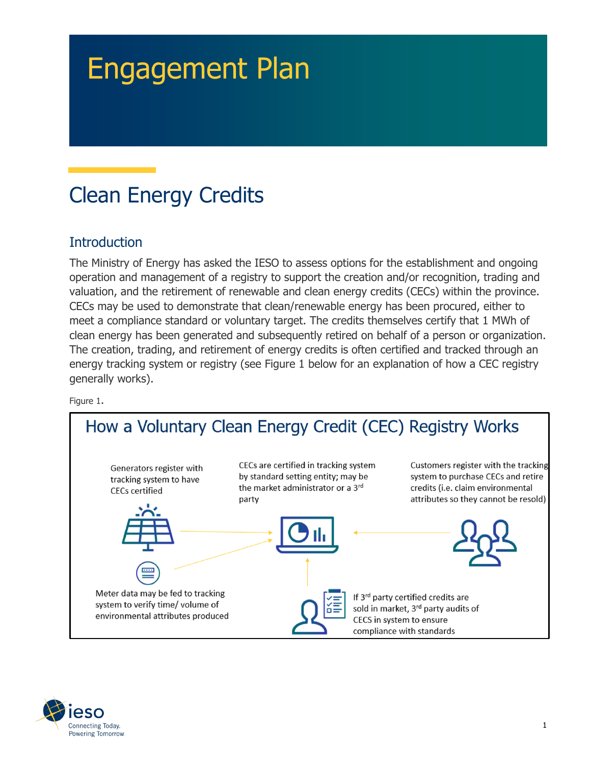# Engagement Plan

## Clean Energy Credits

### Introduction

The Ministry of Energy has asked the IESO to assess options for the establishment and ongoing operation and management of a registry to support the creation and/or recognition, trading and valuation, and the retirement of renewable and clean energy credits (CECs) within the province. CECs may be used to demonstrate that clean/renewable energy has been procured, either to meet a compliance standard or voluntary target. The credits themselves certify that 1 MWh of clean energy has been generated and subsequently retired on behalf of a person or organization. The creation, trading, and retirement of energy credits is often certified and tracked through an energy tracking system or registry (see Figure 1 below for an explanation of how a CEC registry generally works).

Figure 1.

**How a Voluntary Clean Energy Credit (CEC) Registry Works**

Generators register with tracking system to have CECs certified

CECs are certified in tracking system by standard setting entity; may be the market administrator or a 3rd party

Customers register with the tracking system to purchase CECs and retire credits (i.e. claim environmental attributes so they cannot be resold)

Meter data may be fed to tracking system to verify time/ volume of environmental attributes produced

If 3rd party certified credits are sold in market, 3rd party audits of CECS in system to ensure compliance with standards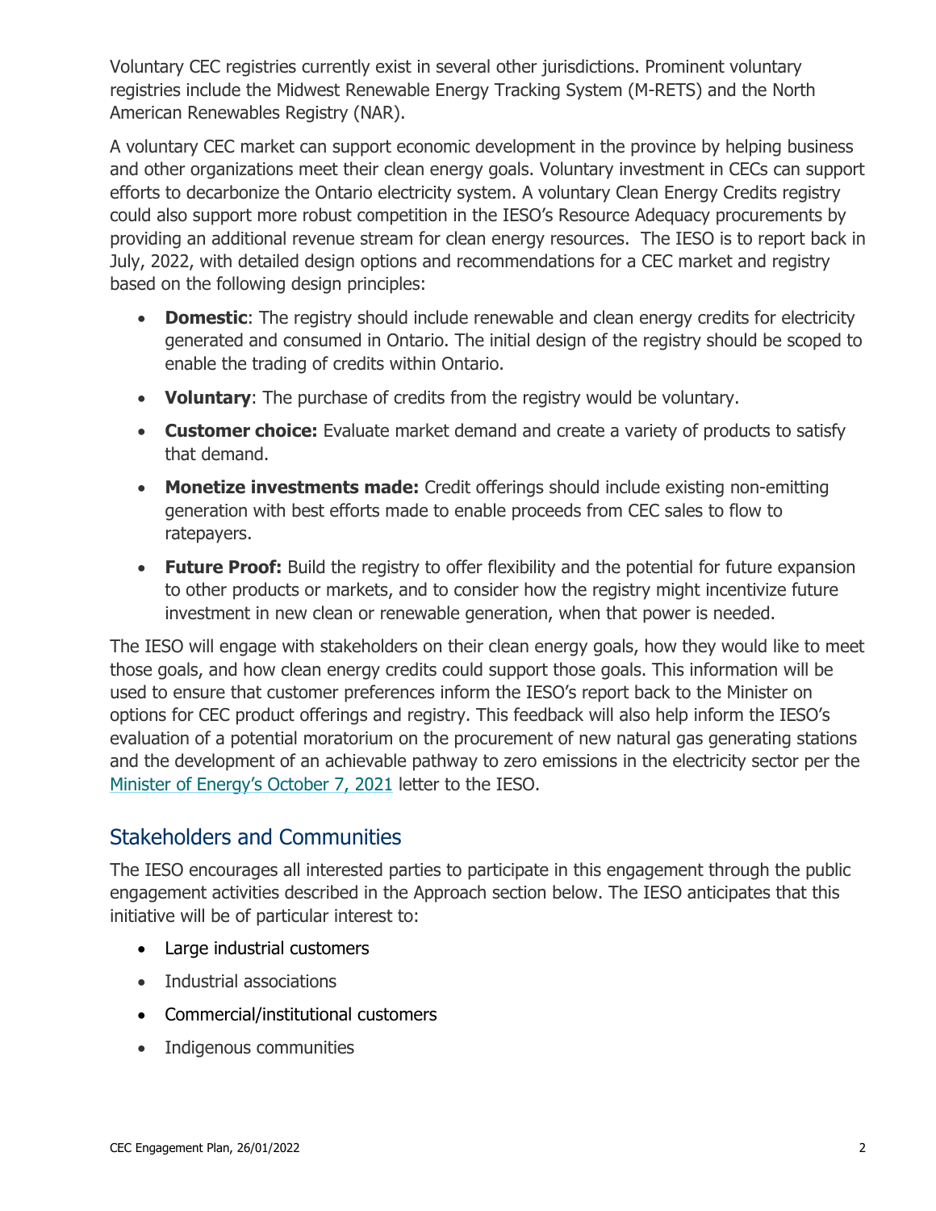Voluntary CEC registries currently exist in several other jurisdictions. Prominent voluntary registries include the Midwest Renewable Energy Tracking System (M-RETS) and the North American Renewables Registry (NAR).

A voluntary CEC market can support economic development in the province by helping business and other organizations meet their clean energy goals. Voluntary investment in CECs can support efforts to decarbonize the Ontario electricity system. A voluntary Clean Energy Credits registry could also support more robust competition in the IESO's Resource Adequacy procurements by providing an additional revenue stream for clean energy resources. The IESO is to report back in July, 2022, with detailed design options and recommendations for a CEC market and registry based on the following design principles:

- **Domestic**: The registry should include renewable and clean energy credits for electricity generated and consumed in Ontario. The initial design of the registry should be scoped to enable the trading of credits within Ontario.
- **Voluntary**: The purchase of credits from the registry would be voluntary.
- **Customer choice:** Evaluate market demand and create a variety of products to satisfy that demand.
- **Monetize investments made:** Credit offerings should include existing non-emitting generation with best efforts made to enable proceeds from CEC sales to flow to ratepayers.
- **Future Proof:** Build the registry to offer flexibility and the potential for future expansion to other products or markets, and to consider how the registry might incentivize future investment in new clean or renewable generation, when that power is needed.

The IESO will engage with stakeholders on their clean energy goals, how they would like to meet those goals, and how clean energy credits could support those goals. This information will be used to ensure that customer preferences inform the IESO's report back to the Minister on options for CEC product offerings and registry. This feedback will also help inform the IESO's evaluation of a potential moratorium on the procurement of new natural gas generating stations and the development of an achievable pathway to zero emissions in the electricity sector per the Minister of Energy's October 7, 2021 letter to the IESO.

## Stakeholders and Communities

The IESO encourages all interested parties to participate in this engagement through the public engagement activities described in the Approach section below. The IESO anticipates that this initiative will be of particular interest to:

- Large industrial customers
- Industrial associations
- Commercial/institutional customers
- Indigenous communities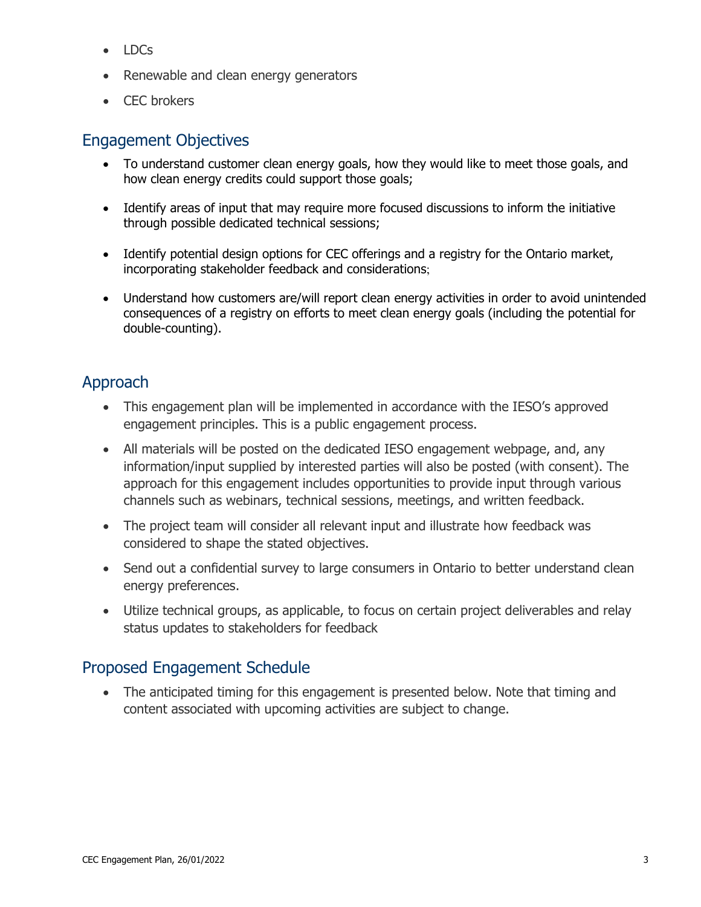- LDCs
- Renewable and clean energy generators
- CEC brokers

## Engagement Objectives

- To understand customer clean energy goals, how they would like to meet those goals, and how clean energy credits could support those goals;
- Identify areas of input that may require more focused discussions to inform the initiative through possible dedicated technical sessions;
- Identify potential design options for CEC offerings and a registry for the Ontario market, incorporating stakeholder feedback and considerations;
- Understand how customers are/will report clean energy activities in order to avoid unintended consequences of a registry on efforts to meet clean energy goals (including the potential for double-counting).

## Approach

- This engagement plan will be implemented in accordance with the IESO's approved engagement principles. This is a public engagement process.
- All materials will be posted on the dedicated IESO engagement webpage, and, any information/input supplied by interested parties will also be posted (with consent). The approach for this engagement includes opportunities to provide input through various channels such as webinars, technical sessions, meetings, and written feedback.
- The project team will consider all relevant input and illustrate how feedback was considered to shape the stated objectives.
- Send out a confidential survey to large consumers in Ontario to better understand clean energy preferences.
- Utilize technical groups, as applicable, to focus on certain project deliverables and relay status updates to stakeholders for feedback

## Proposed Engagement Schedule

- The anticipated timing for this engagement is presented below. Note that timing and content associated with upcoming activities are subject to change.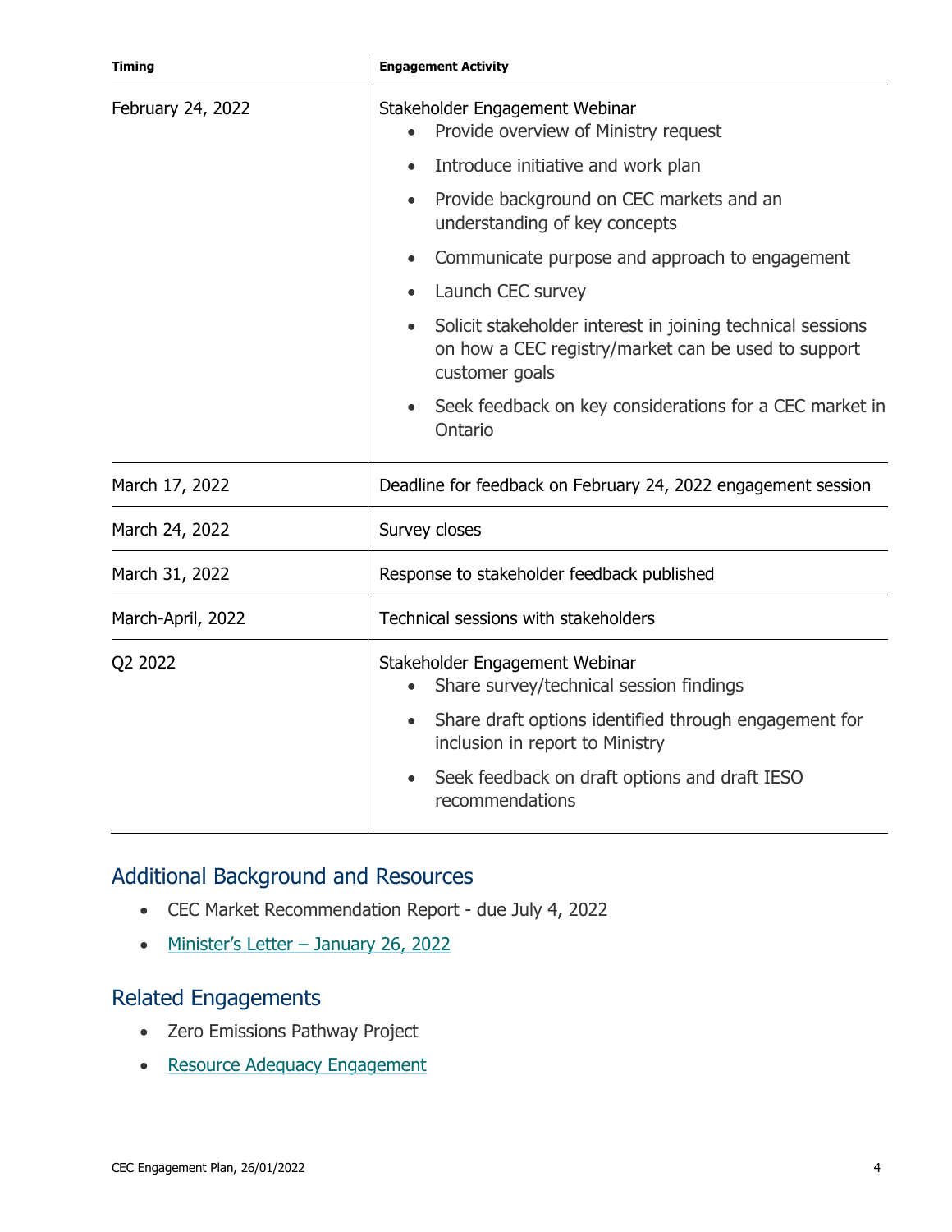| Timing | Engagement Activity |
|---|---|
| February 24, 2022 | Stakeholder Engagement Webinar<br>• Provide overview of Ministry request<br>• Introduce initiative and work plan<br>• Provide background on CEC markets and an understanding of key concepts<br>• Communicate purpose and approach to engagement<br>• Launch CEC survey<br>• Solicit stakeholder interest in joining technical sessions on how a CEC registry/market can be used to support customer goals<br>• Seek feedback on key considerations for a CEC market in Ontario |
| March 17, 2022 | Deadline for feedback on February 24, 2022 engagement session |
| March 24, 2022 | Survey closes |
| March 31, 2022 | Response to stakeholder feedback published |
| March-April, 2022 | Technical sessions with stakeholders |
| Q2 2022 | Stakeholder Engagement Webinar<br>• Share survey/technical session findings<br>• Share draft options identified through engagement for inclusion in report to Ministry<br>• Seek feedback on draft options and draft IESO recommendations |

## Additional Background and Resources

- CEC Market Recommendation Report - due July 4, 2022
- Minister's Letter – January 26, 2022

## Related Engagements

- Zero Emissions Pathway Project
- Resource Adequacy Engagement